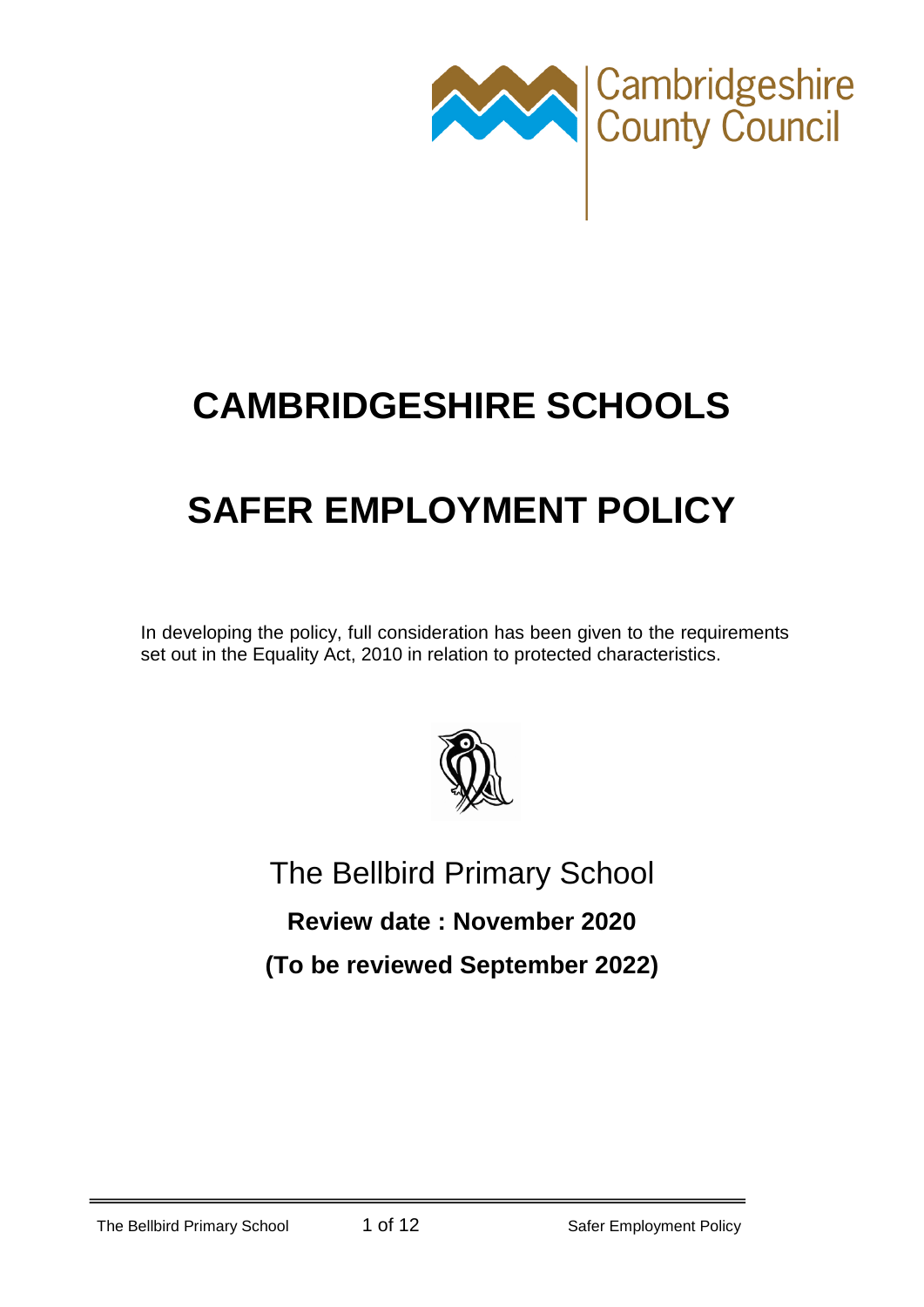Cambridgeshire County Council

# CAMBRIDGESHIRE SCHOOLS

# SAFER EMPLOYMENT POLICY

In developing the policy, full consideration has been given to the requirements set out in the Equality Act, 2010 in relation to protected characteristics.

The Bellbird Primary School

**Review date : November 2020**

**(To be reviewed September 2022)**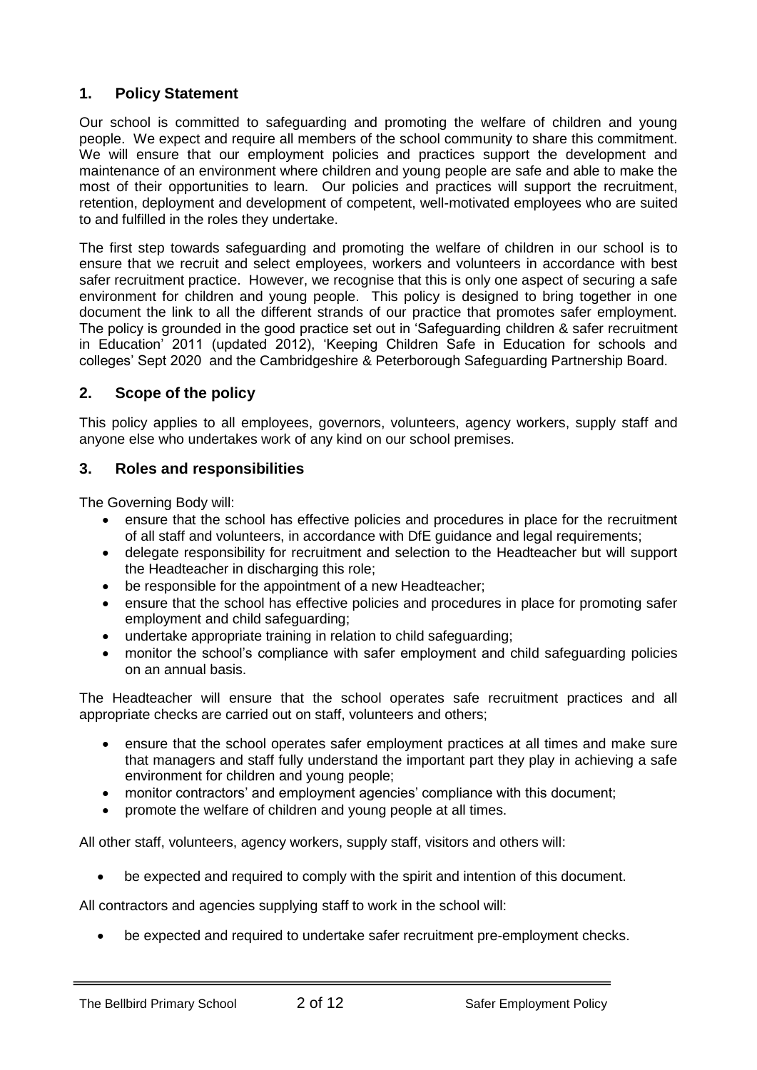## 1. Policy Statement

Our school is committed to safeguarding and promoting the welfare of children and young people. We expect and require all members of the school community to share this commitment. We will ensure that our employment policies and practices support the development and maintenance of an environment where children and young people are safe and able to make the most of their opportunities to learn. Our policies and practices will support the recruitment, retention, deployment and development of competent, well-motivated employees who are suited to and fulfilled in the roles they undertake.

The first step towards safeguarding and promoting the welfare of children in our school is to ensure that we recruit and select employees, workers and volunteers in accordance with best safer recruitment practice. However, we recognise that this is only one aspect of securing a safe environment for children and young people. This policy is designed to bring together in one document the link to all the different strands of our practice that promotes safer employment. The policy is grounded in the good practice set out in 'Safeguarding children & safer recruitment in Education' 2011 (updated 2012), 'Keeping Children Safe in Education for schools and colleges' Sept 2020 and the Cambridgeshire & Peterborough Safeguarding Partnership Board.

## 2. Scope of the policy

This policy applies to all employees, governors, volunteers, agency workers, supply staff and anyone else who undertakes work of any kind on our school premises.

## 3. Roles and responsibilities

The Governing Body will:

- ensure that the school has effective policies and procedures in place for the recruitment of all staff and volunteers, in accordance with DfE guidance and legal requirements;
- delegate responsibility for recruitment and selection to the Headteacher but will support the Headteacher in discharging this role;
- be responsible for the appointment of a new Headteacher;
- ensure that the school has effective policies and procedures in place for promoting safer employment and child safeguarding;
- undertake appropriate training in relation to child safeguarding;
- monitor the school's compliance with safer employment and child safeguarding policies on an annual basis.

The Headteacher will ensure that the school operates safe recruitment practices and all appropriate checks are carried out on staff, volunteers and others;

- ensure that the school operates safer employment practices at all times and make sure that managers and staff fully understand the important part they play in achieving a safe environment for children and young people;
- monitor contractors' and employment agencies' compliance with this document;
- promote the welfare of children and young people at all times.

All other staff, volunteers, agency workers, supply staff, visitors and others will:

- be expected and required to comply with the spirit and intention of this document.

All contractors and agencies supplying staff to work in the school will:

- be expected and required to undertake safer recruitment pre-employment checks.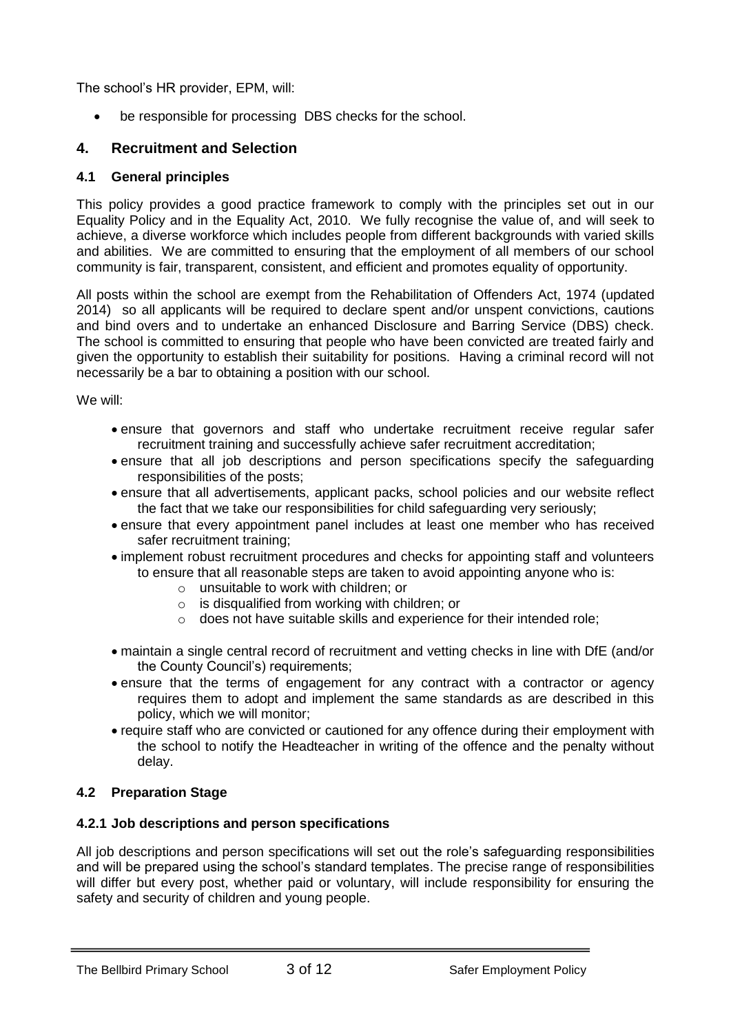The school's HR provider, EPM, will:

- be responsible for processing DBS checks for the school.

## 4. Recruitment and Selection

### 4.1 General principles

This policy provides a good practice framework to comply with the principles set out in our Equality Policy and in the Equality Act, 2010. We fully recognise the value of, and will seek to achieve, a diverse workforce which includes people from different backgrounds with varied skills and abilities. We are committed to ensuring that the employment of all members of our school community is fair, transparent, consistent, and efficient and promotes equality of opportunity.

All posts within the school are exempt from the Rehabilitation of Offenders Act, 1974 (updated 2014) so all applicants will be required to declare spent and/or unspent convictions, cautions and bind overs and to undertake an enhanced Disclosure and Barring Service (DBS) check. The school is committed to ensuring that people who have been convicted are treated fairly and given the opportunity to establish their suitability for positions. Having a criminal record will not necessarily be a bar to obtaining a position with our school.

We will:

- ensure that governors and staff who undertake recruitment receive regular safer recruitment training and successfully achieve safer recruitment accreditation;
- ensure that all job descriptions and person specifications specify the safeguarding responsibilities of the posts;
- ensure that all advertisements, applicant packs, school policies and our website reflect the fact that we take our responsibilities for child safeguarding very seriously;
- ensure that every appointment panel includes at least one member who has received safer recruitment training;
- implement robust recruitment procedures and checks for appointing staff and volunteers to ensure that all reasonable steps are taken to avoid appointing anyone who is:
  - unsuitable to work with children; or
  - is disqualified from working with children; or
  - does not have suitable skills and experience for their intended role;
- maintain a single central record of recruitment and vetting checks in line with DfE (and/or the County Council's) requirements;
- ensure that the terms of engagement for any contract with a contractor or agency requires them to adopt and implement the same standards as are described in this policy, which we will monitor;
- require staff who are convicted or cautioned for any offence during their employment with the school to notify the Headteacher in writing of the offence and the penalty without delay.

### 4.2 Preparation Stage

#### 4.2.1 Job descriptions and person specifications

All job descriptions and person specifications will set out the role's safeguarding responsibilities and will be prepared using the school's standard templates. The precise range of responsibilities will differ but every post, whether paid or voluntary, will include responsibility for ensuring the safety and security of children and young people.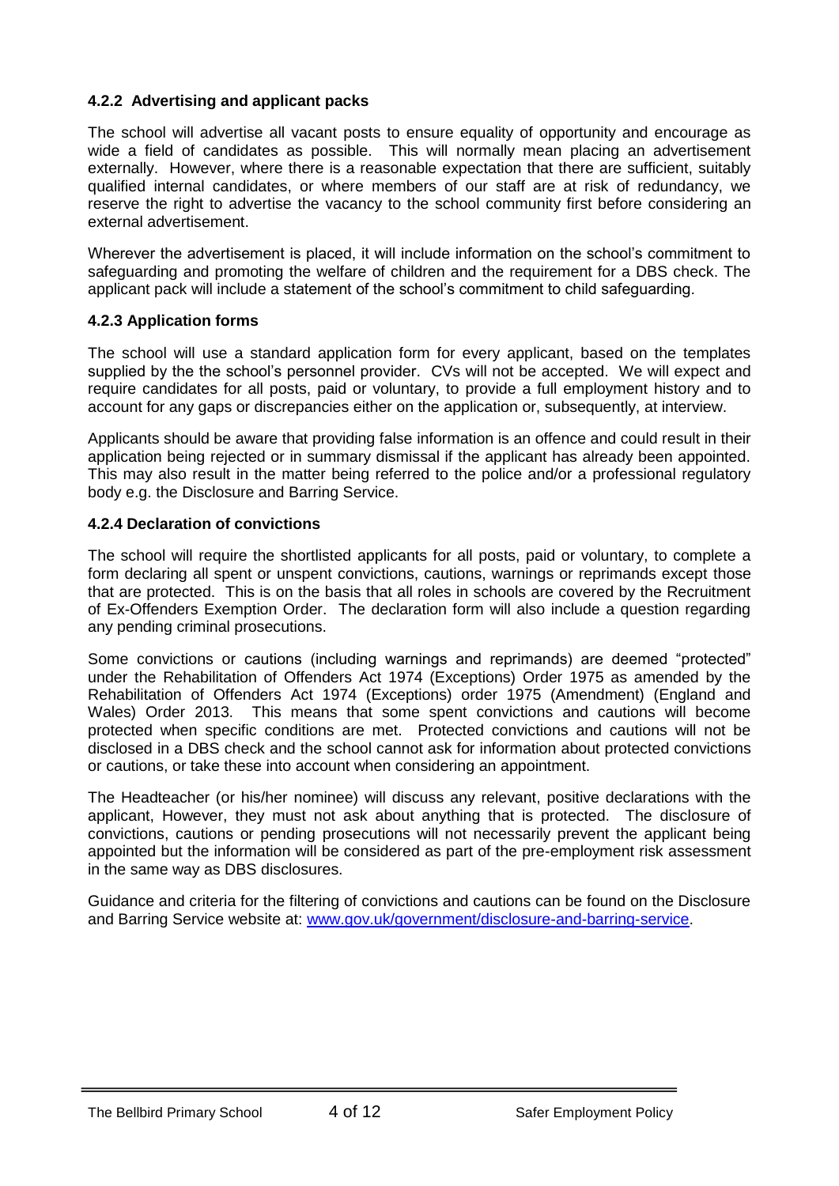#### 4.2.2 Advertising and applicant packs

The school will advertise all vacant posts to ensure equality of opportunity and encourage as wide a field of candidates as possible. This will normally mean placing an advertisement externally. However, where there is a reasonable expectation that there are sufficient, suitably qualified internal candidates, or where members of our staff are at risk of redundancy, we reserve the right to advertise the vacancy to the school community first before considering an external advertisement.

Wherever the advertisement is placed, it will include information on the school's commitment to safeguarding and promoting the welfare of children and the requirement for a DBS check. The applicant pack will include a statement of the school's commitment to child safeguarding.

#### 4.2.3 Application forms

The school will use a standard application form for every applicant, based on the templates supplied by the the school's personnel provider. CVs will not be accepted. We will expect and require candidates for all posts, paid or voluntary, to provide a full employment history and to account for any gaps or discrepancies either on the application or, subsequently, at interview.

Applicants should be aware that providing false information is an offence and could result in their application being rejected or in summary dismissal if the applicant has already been appointed. This may also result in the matter being referred to the police and/or a professional regulatory body e.g. the Disclosure and Barring Service.

#### 4.2.4 Declaration of convictions

The school will require the shortlisted applicants for all posts, paid or voluntary, to complete a form declaring all spent or unspent convictions, cautions, warnings or reprimands except those that are protected. This is on the basis that all roles in schools are covered by the Recruitment of Ex-Offenders Exemption Order. The declaration form will also include a question regarding any pending criminal prosecutions.

Some convictions or cautions (including warnings and reprimands) are deemed "protected" under the Rehabilitation of Offenders Act 1974 (Exceptions) Order 1975 as amended by the Rehabilitation of Offenders Act 1974 (Exceptions) order 1975 (Amendment) (England and Wales) Order 2013. This means that some spent convictions and cautions will become protected when specific conditions are met. Protected convictions and cautions will not be disclosed in a DBS check and the school cannot ask for information about protected convictions or cautions, or take these into account when considering an appointment.

The Headteacher (or his/her nominee) will discuss any relevant, positive declarations with the applicant, However, they must not ask about anything that is protected. The disclosure of convictions, cautions or pending prosecutions will not necessarily prevent the applicant being appointed but the information will be considered as part of the pre-employment risk assessment in the same way as DBS disclosures.

Guidance and criteria for the filtering of convictions and cautions can be found on the Disclosure and Barring Service website at: [www.gov.uk/government/disclosure-and-barring-service](http://www.gov.uk/government/disclosure-and-barring-service).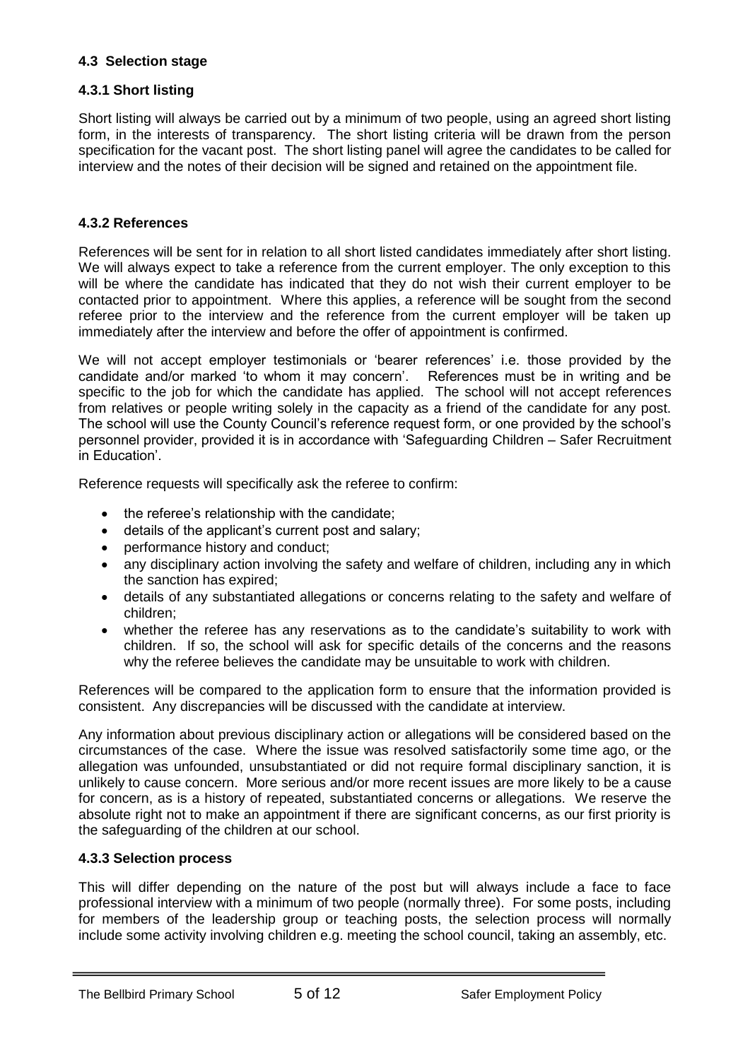### 4.3 Selection stage

#### 4.3.1 Short listing

Short listing will always be carried out by a minimum of two people, using an agreed short listing form, in the interests of transparency. The short listing criteria will be drawn from the person specification for the vacant post. The short listing panel will agree the candidates to be called for interview and the notes of their decision will be signed and retained on the appointment file.

#### 4.3.2 References

References will be sent for in relation to all short listed candidates immediately after short listing. We will always expect to take a reference from the current employer. The only exception to this will be where the candidate has indicated that they do not wish their current employer to be contacted prior to appointment. Where this applies, a reference will be sought from the second referee prior to the interview and the reference from the current employer will be taken up immediately after the interview and before the offer of appointment is confirmed.

We will not accept employer testimonials or 'bearer references' i.e. those provided by the candidate and/or marked 'to whom it may concern'. References must be in writing and be specific to the job for which the candidate has applied. The school will not accept references from relatives or people writing solely in the capacity as a friend of the candidate for any post. The school will use the County Council's reference request form, or one provided by the school's personnel provider, provided it is in accordance with 'Safeguarding Children – Safer Recruitment in Education'.

Reference requests will specifically ask the referee to confirm:

- the referee's relationship with the candidate;
- details of the applicant's current post and salary;
- performance history and conduct;
- any disciplinary action involving the safety and welfare of children, including any in which the sanction has expired;
- details of any substantiated allegations or concerns relating to the safety and welfare of children;
- whether the referee has any reservations as to the candidate's suitability to work with children. If so, the school will ask for specific details of the concerns and the reasons why the referee believes the candidate may be unsuitable to work with children.

References will be compared to the application form to ensure that the information provided is consistent. Any discrepancies will be discussed with the candidate at interview.

Any information about previous disciplinary action or allegations will be considered based on the circumstances of the case. Where the issue was resolved satisfactorily some time ago, or the allegation was unfounded, unsubstantiated or did not require formal disciplinary sanction, it is unlikely to cause concern. More serious and/or more recent issues are more likely to be a cause for concern, as is a history of repeated, substantiated concerns or allegations. We reserve the absolute right not to make an appointment if there are significant concerns, as our first priority is the safeguarding of the children at our school.

#### 4.3.3 Selection process

This will differ depending on the nature of the post but will always include a face to face professional interview with a minimum of two people (normally three). For some posts, including for members of the leadership group or teaching posts, the selection process will normally include some activity involving children e.g. meeting the school council, taking an assembly, etc.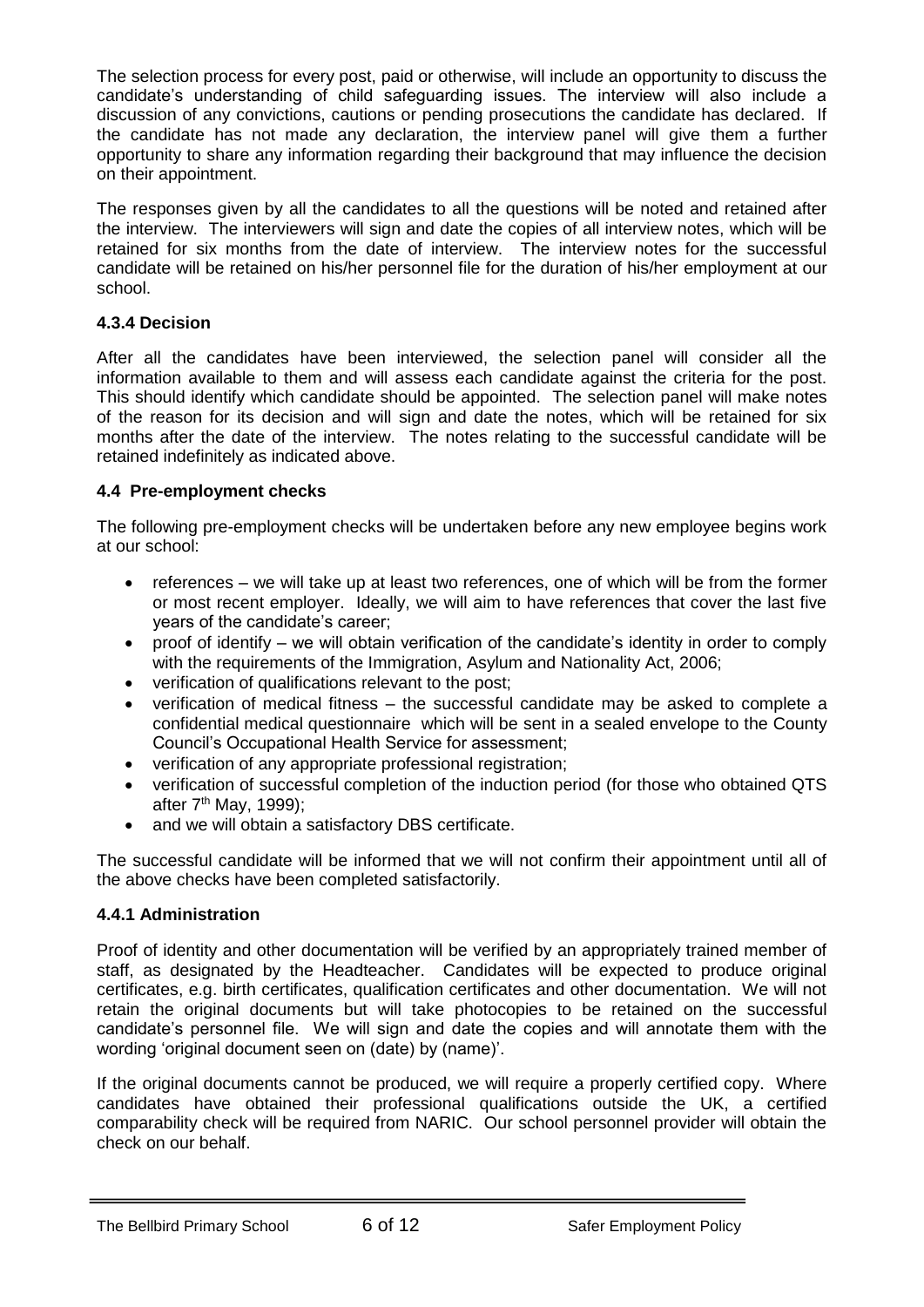The selection process for every post, paid or otherwise, will include an opportunity to discuss the candidate's understanding of child safeguarding issues. The interview will also include a discussion of any convictions, cautions or pending prosecutions the candidate has declared. If the candidate has not made any declaration, the interview panel will give them a further opportunity to share any information regarding their background that may influence the decision on their appointment.

The responses given by all the candidates to all the questions will be noted and retained after the interview. The interviewers will sign and date the copies of all interview notes, which will be retained for six months from the date of interview. The interview notes for the successful candidate will be retained on his/her personnel file for the duration of his/her employment at our school.

#### 4.3.4 Decision

After all the candidates have been interviewed, the selection panel will consider all the information available to them and will assess each candidate against the criteria for the post. This should identify which candidate should be appointed. The selection panel will make notes of the reason for its decision and will sign and date the notes, which will be retained for six months after the date of the interview. The notes relating to the successful candidate will be retained indefinitely as indicated above.

### 4.4 Pre-employment checks

The following pre-employment checks will be undertaken before any new employee begins work at our school:

- references – we will take up at least two references, one of which will be from the former or most recent employer. Ideally, we will aim to have references that cover the last five years of the candidate's career;
- proof of identify – we will obtain verification of the candidate's identity in order to comply with the requirements of the Immigration, Asylum and Nationality Act, 2006;
- verification of qualifications relevant to the post;
- verification of medical fitness – the successful candidate may be asked to complete a confidential medical questionnaire which will be sent in a sealed envelope to the County Council's Occupational Health Service for assessment;
- verification of any appropriate professional registration;
- verification of successful completion of the induction period (for those who obtained QTS after 7th May, 1999);
- and we will obtain a satisfactory DBS certificate.

The successful candidate will be informed that we will not confirm their appointment until all of the above checks have been completed satisfactorily.

#### 4.4.1 Administration

Proof of identity and other documentation will be verified by an appropriately trained member of staff, as designated by the Headteacher. Candidates will be expected to produce original certificates, e.g. birth certificates, qualification certificates and other documentation. We will not retain the original documents but will take photocopies to be retained on the successful candidate's personnel file. We will sign and date the copies and will annotate them with the wording 'original document seen on (date) by (name)'.

If the original documents cannot be produced, we will require a properly certified copy. Where candidates have obtained their professional qualifications outside the UK, a certified comparability check will be required from NARIC. Our school personnel provider will obtain the check on our behalf.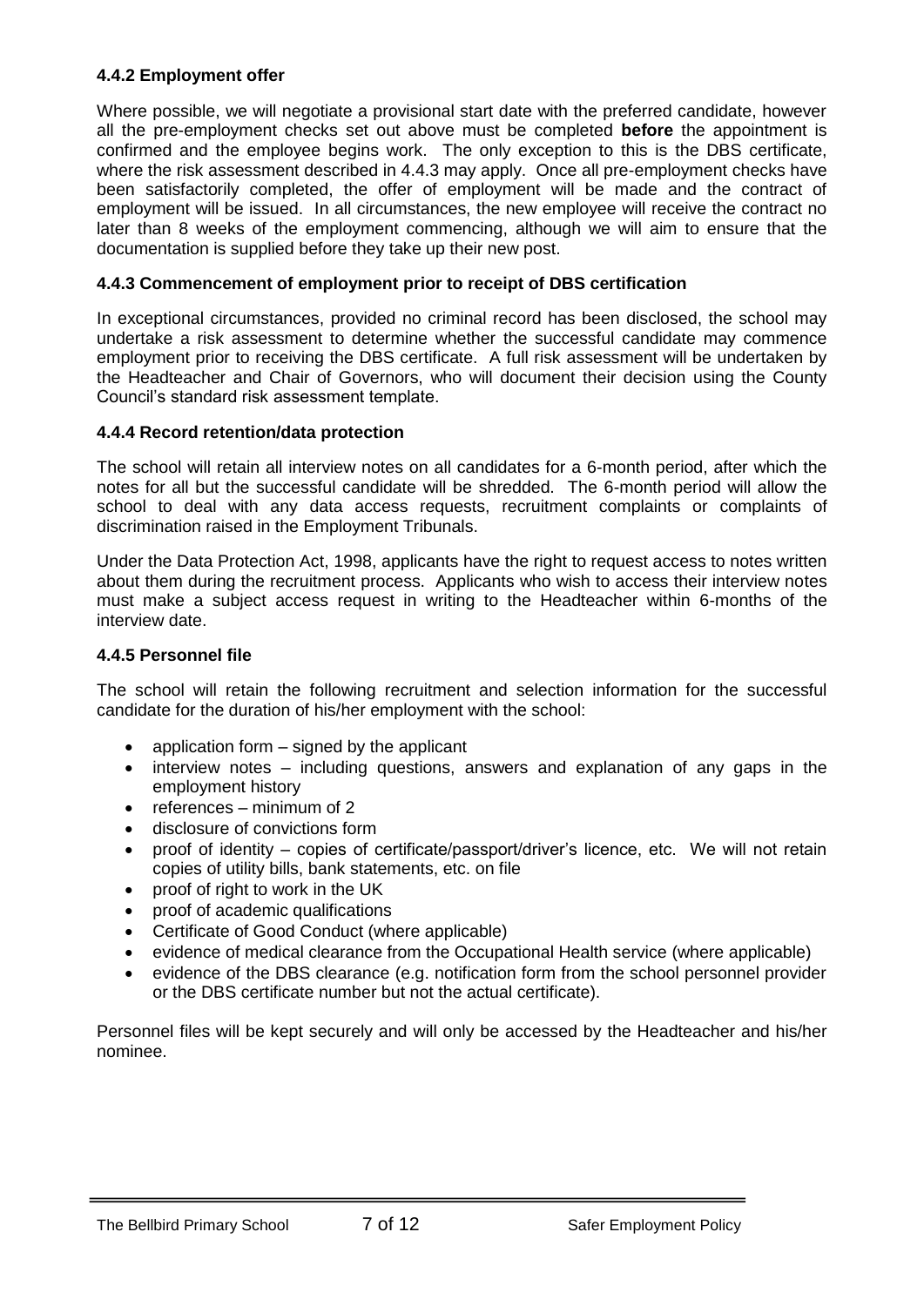### 4.4.2 Employment offer

Where possible, we will negotiate a provisional start date with the preferred candidate, however all the pre-employment checks set out above must be completed **before** the appointment is confirmed and the employee begins work. The only exception to this is the DBS certificate, where the risk assessment described in 4.4.3 may apply. Once all pre-employment checks have been satisfactorily completed, the offer of employment will be made and the contract of employment will be issued. In all circumstances, the new employee will receive the contract no later than 8 weeks of the employment commencing, although we will aim to ensure that the documentation is supplied before they take up their new post.

### 4.4.3 Commencement of employment prior to receipt of DBS certification

In exceptional circumstances, provided no criminal record has been disclosed, the school may undertake a risk assessment to determine whether the successful candidate may commence employment prior to receiving the DBS certificate. A full risk assessment will be undertaken by the Headteacher and Chair of Governors, who will document their decision using the County Council's standard risk assessment template.

### 4.4.4 Record retention/data protection

The school will retain all interview notes on all candidates for a 6-month period, after which the notes for all but the successful candidate will be shredded. The 6-month period will allow the school to deal with any data access requests, recruitment complaints or complaints of discrimination raised in the Employment Tribunals.

Under the Data Protection Act, 1998, applicants have the right to request access to notes written about them during the recruitment process. Applicants who wish to access their interview notes must make a subject access request in writing to the Headteacher within 6-months of the interview date.

### 4.4.5 Personnel file

The school will retain the following recruitment and selection information for the successful candidate for the duration of his/her employment with the school:

- application form – signed by the applicant
- interview notes – including questions, answers and explanation of any gaps in the employment history
- references – minimum of 2
- disclosure of convictions form
- proof of identity – copies of certificate/passport/driver's licence, etc. We will not retain copies of utility bills, bank statements, etc. on file
- proof of right to work in the UK
- proof of academic qualifications
- Certificate of Good Conduct (where applicable)
- evidence of medical clearance from the Occupational Health service (where applicable)
- evidence of the DBS clearance (e.g. notification form from the school personnel provider or the DBS certificate number but not the actual certificate).

Personnel files will be kept securely and will only be accessed by the Headteacher and his/her nominee.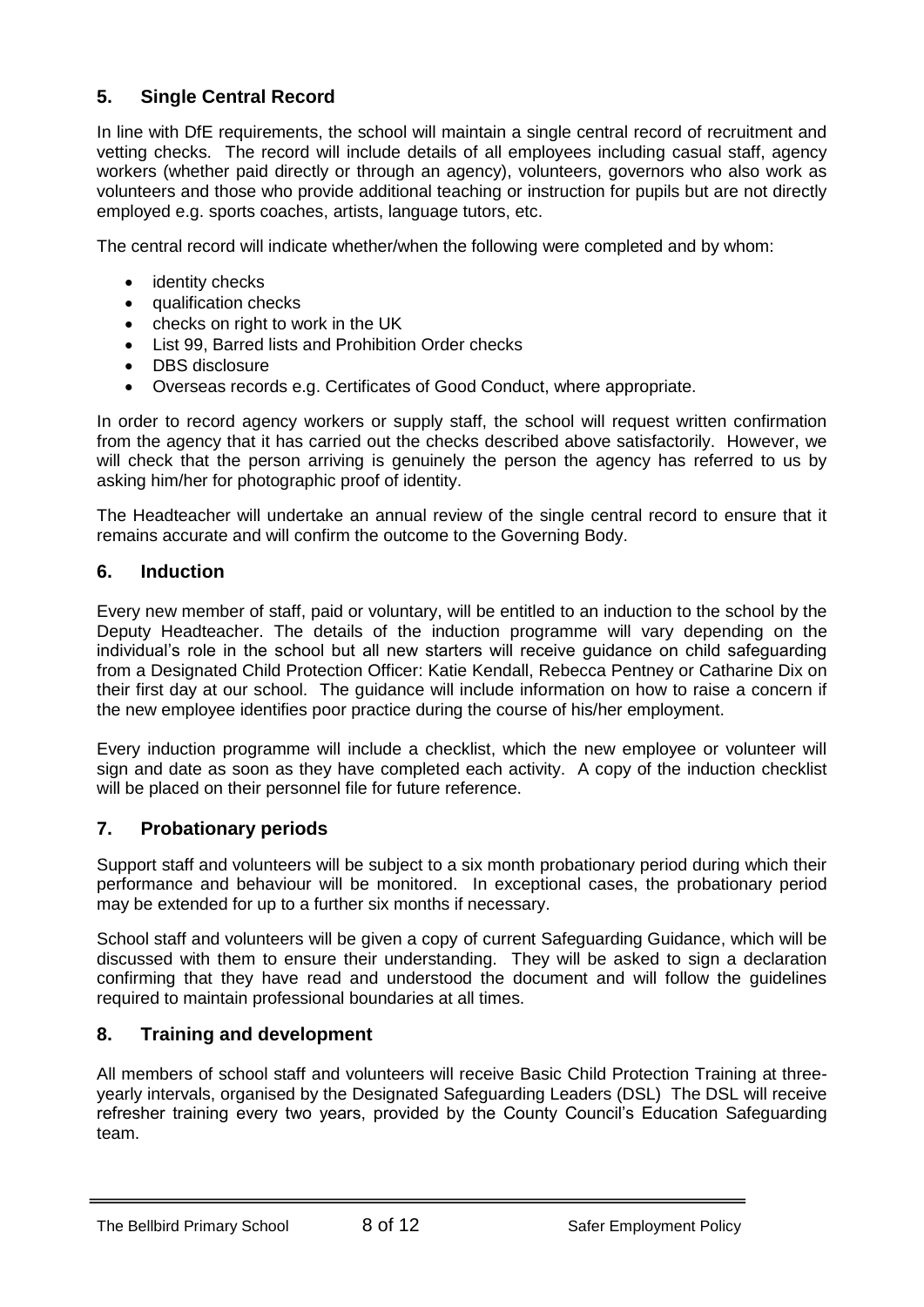## 5. Single Central Record

In line with DfE requirements, the school will maintain a single central record of recruitment and vetting checks. The record will include details of all employees including casual staff, agency workers (whether paid directly or through an agency), volunteers, governors who also work as volunteers and those who provide additional teaching or instruction for pupils but are not directly employed e.g. sports coaches, artists, language tutors, etc.

The central record will indicate whether/when the following were completed and by whom:

- identity checks
- qualification checks
- checks on right to work in the UK
- List 99, Barred lists and Prohibition Order checks
- DBS disclosure
- Overseas records e.g. Certificates of Good Conduct, where appropriate.

In order to record agency workers or supply staff, the school will request written confirmation from the agency that it has carried out the checks described above satisfactorily. However, we will check that the person arriving is genuinely the person the agency has referred to us by asking him/her for photographic proof of identity.

The Headteacher will undertake an annual review of the single central record to ensure that it remains accurate and will confirm the outcome to the Governing Body.

## 6. Induction

Every new member of staff, paid or voluntary, will be entitled to an induction to the school by the Deputy Headteacher. The details of the induction programme will vary depending on the individual's role in the school but all new starters will receive guidance on child safeguarding from a Designated Child Protection Officer: Katie Kendall, Rebecca Pentney or Catharine Dix on their first day at our school. The guidance will include information on how to raise a concern if the new employee identifies poor practice during the course of his/her employment.

Every induction programme will include a checklist, which the new employee or volunteer will sign and date as soon as they have completed each activity. A copy of the induction checklist will be placed on their personnel file for future reference.

## 7. Probationary periods

Support staff and volunteers will be subject to a six month probationary period during which their performance and behaviour will be monitored. In exceptional cases, the probationary period may be extended for up to a further six months if necessary.

School staff and volunteers will be given a copy of current Safeguarding Guidance, which will be discussed with them to ensure their understanding. They will be asked to sign a declaration confirming that they have read and understood the document and will follow the guidelines required to maintain professional boundaries at all times.

## 8. Training and development

All members of school staff and volunteers will receive Basic Child Protection Training at three-yearly intervals, organised by the Designated Safeguarding Leaders (DSL) The DSL will receive refresher training every two years, provided by the County Council's Education Safeguarding team.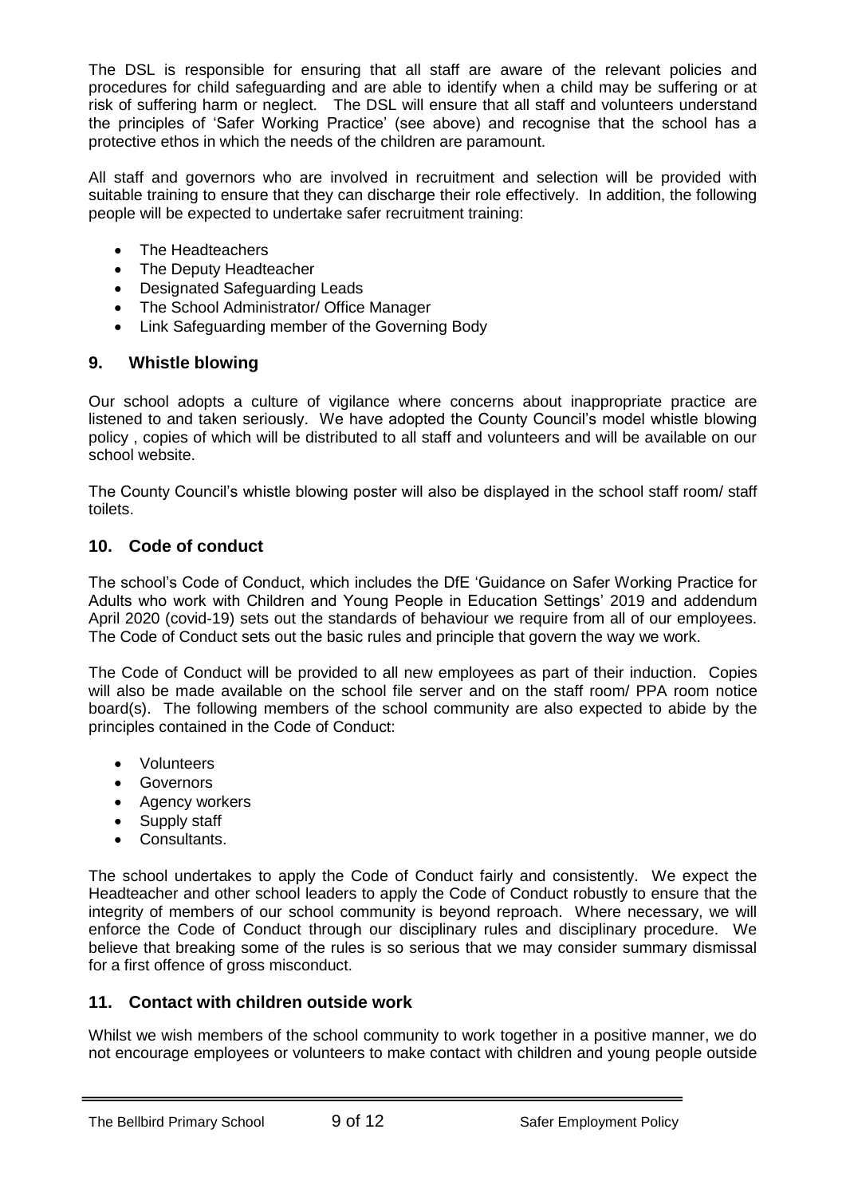The DSL is responsible for ensuring that all staff are aware of the relevant policies and procedures for child safeguarding and are able to identify when a child may be suffering or at risk of suffering harm or neglect. The DSL will ensure that all staff and volunteers understand the principles of 'Safer Working Practice' (see above) and recognise that the school has a protective ethos in which the needs of the children are paramount.

All staff and governors who are involved in recruitment and selection will be provided with suitable training to ensure that they can discharge their role effectively. In addition, the following people will be expected to undertake safer recruitment training:

- The Headteachers
- The Deputy Headteacher
- Designated Safeguarding Leads
- The School Administrator/ Office Manager
- Link Safeguarding member of the Governing Body

## 9. Whistle blowing

Our school adopts a culture of vigilance where concerns about inappropriate practice are listened to and taken seriously. We have adopted the County Council's model whistle blowing policy , copies of which will be distributed to all staff and volunteers and will be available on our school website.

The County Council's whistle blowing poster will also be displayed in the school staff room/ staff toilets.

## 10. Code of conduct

The school's Code of Conduct, which includes the DfE 'Guidance on Safer Working Practice for Adults who work with Children and Young People in Education Settings' 2019 and addendum April 2020 (covid-19) sets out the standards of behaviour we require from all of our employees. The Code of Conduct sets out the basic rules and principle that govern the way we work.

The Code of Conduct will be provided to all new employees as part of their induction. Copies will also be made available on the school file server and on the staff room/ PPA room notice board(s). The following members of the school community are also expected to abide by the principles contained in the Code of Conduct:

- Volunteers
- Governors
- Agency workers
- Supply staff
- Consultants.

The school undertakes to apply the Code of Conduct fairly and consistently. We expect the Headteacher and other school leaders to apply the Code of Conduct robustly to ensure that the integrity of members of our school community is beyond reproach. Where necessary, we will enforce the Code of Conduct through our disciplinary rules and disciplinary procedure. We believe that breaking some of the rules is so serious that we may consider summary dismissal for a first offence of gross misconduct.

## 11. Contact with children outside work

Whilst we wish members of the school community to work together in a positive manner, we do not encourage employees or volunteers to make contact with children and young people outside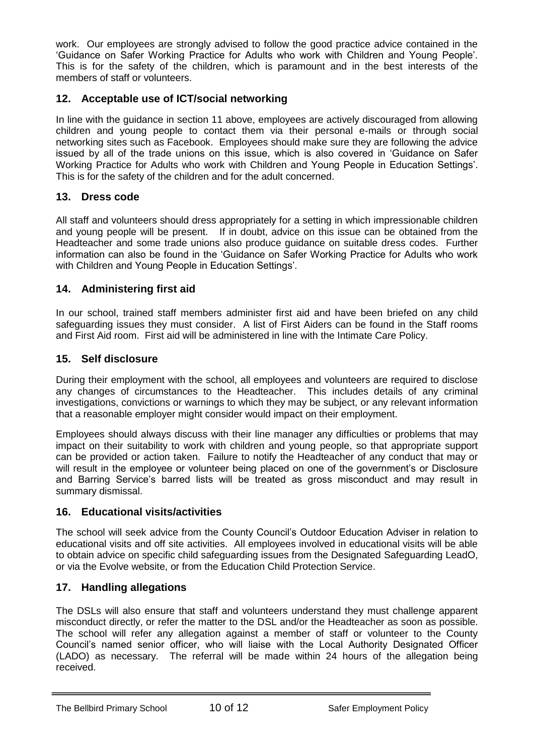work. Our employees are strongly advised to follow the good practice advice contained in the 'Guidance on Safer Working Practice for Adults who work with Children and Young People'. This is for the safety of the children, which is paramount and in the best interests of the members of staff or volunteers.

## 12. Acceptable use of ICT/social networking

In line with the guidance in section 11 above, employees are actively discouraged from allowing children and young people to contact them via their personal e-mails or through social networking sites such as Facebook. Employees should make sure they are following the advice issued by all of the trade unions on this issue, which is also covered in 'Guidance on Safer Working Practice for Adults who work with Children and Young People in Education Settings'. This is for the safety of the children and for the adult concerned.

## 13. Dress code

All staff and volunteers should dress appropriately for a setting in which impressionable children and young people will be present. If in doubt, advice on this issue can be obtained from the Headteacher and some trade unions also produce guidance on suitable dress codes. Further information can also be found in the 'Guidance on Safer Working Practice for Adults who work with Children and Young People in Education Settings'.

## 14. Administering first aid

In our school, trained staff members administer first aid and have been briefed on any child safeguarding issues they must consider. A list of First Aiders can be found in the Staff rooms and First Aid room. First aid will be administered in line with the Intimate Care Policy.

## 15. Self disclosure

During their employment with the school, all employees and volunteers are required to disclose any changes of circumstances to the Headteacher. This includes details of any criminal investigations, convictions or warnings to which they may be subject, or any relevant information that a reasonable employer might consider would impact on their employment.

Employees should always discuss with their line manager any difficulties or problems that may impact on their suitability to work with children and young people, so that appropriate support can be provided or action taken. Failure to notify the Headteacher of any conduct that may or will result in the employee or volunteer being placed on one of the government's or Disclosure and Barring Service's barred lists will be treated as gross misconduct and may result in summary dismissal.

## 16. Educational visits/activities

The school will seek advice from the County Council's Outdoor Education Adviser in relation to educational visits and off site activities. All employees involved in educational visits will be able to obtain advice on specific child safeguarding issues from the Designated Safeguarding LeadO, or via the Evolve website, or from the Education Child Protection Service.

## 17. Handling allegations

The DSLs will also ensure that staff and volunteers understand they must challenge apparent misconduct directly, or refer the matter to the DSL and/or the Headteacher as soon as possible. The school will refer any allegation against a member of staff or volunteer to the County Council's named senior officer, who will liaise with the Local Authority Designated Officer (LADO) as necessary. The referral will be made within 24 hours of the allegation being received.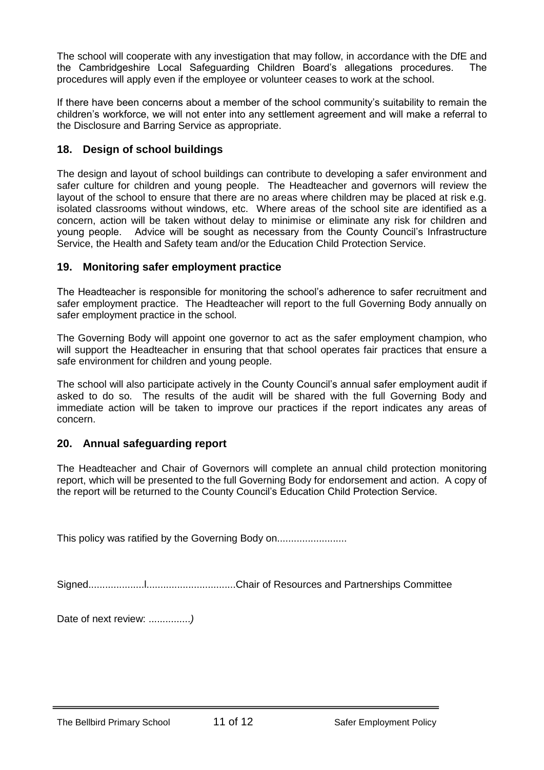The school will cooperate with any investigation that may follow, in accordance with the DfE and the Cambridgeshire Local Safeguarding Children Board's allegations procedures. The procedures will apply even if the employee or volunteer ceases to work at the school.

If there have been concerns about a member of the school community's suitability to remain the children's workforce, we will not enter into any settlement agreement and will make a referral to the Disclosure and Barring Service as appropriate.

## 18. Design of school buildings

The design and layout of school buildings can contribute to developing a safer environment and safer culture for children and young people. The Headteacher and governors will review the layout of the school to ensure that there are no areas where children may be placed at risk e.g. isolated classrooms without windows, etc. Where areas of the school site are identified as a concern, action will be taken without delay to minimise or eliminate any risk for children and young people. Advice will be sought as necessary from the County Council's Infrastructure Service, the Health and Safety team and/or the Education Child Protection Service.

## 19. Monitoring safer employment practice

The Headteacher is responsible for monitoring the school's adherence to safer recruitment and safer employment practice. The Headteacher will report to the full Governing Body annually on safer employment practice in the school.

The Governing Body will appoint one governor to act as the safer employment champion, who will support the Headteacher in ensuring that that school operates fair practices that ensure a safe environment for children and young people.

The school will also participate actively in the County Council's annual safer employment audit if asked to do so. The results of the audit will be shared with the full Governing Body and immediate action will be taken to improve our practices if the report indicates any areas of concern.

## 20. Annual safeguarding report

The Headteacher and Chair of Governors will complete an annual child protection monitoring report, which will be presented to the full Governing Body for endorsement and action. A copy of the report will be returned to the County Council's Education Child Protection Service.

This policy was ratified by the Governing Body on.........................

Signed....................l................................Chair of Resources and Partnerships Committee

Date of next review: ...............*)*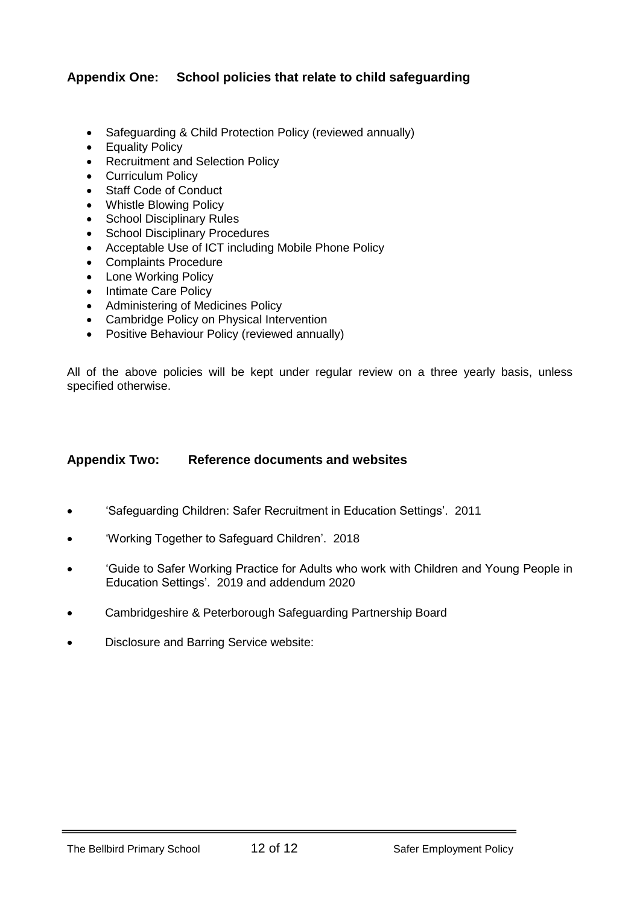## Appendix One: School policies that relate to child safeguarding

- Safeguarding & Child Protection Policy (reviewed annually)
- Equality Policy
- Recruitment and Selection Policy
- Curriculum Policy
- Staff Code of Conduct
- Whistle Blowing Policy
- School Disciplinary Rules
- School Disciplinary Procedures
- Acceptable Use of ICT including Mobile Phone Policy
- Complaints Procedure
- Lone Working Policy
- Intimate Care Policy
- Administering of Medicines Policy
- Cambridge Policy on Physical Intervention
- Positive Behaviour Policy (reviewed annually)

All of the above policies will be kept under regular review on a three yearly basis, unless specified otherwise.

## Appendix Two: Reference documents and websites

- 'Safeguarding Children: Safer Recruitment in Education Settings'. 2011
- 'Working Together to Safeguard Children'. 2018
- 'Guide to Safer Working Practice for Adults who work with Children and Young People in Education Settings'. 2019 and addendum 2020
- Cambridgeshire & Peterborough Safeguarding Partnership Board
- Disclosure and Barring Service website: